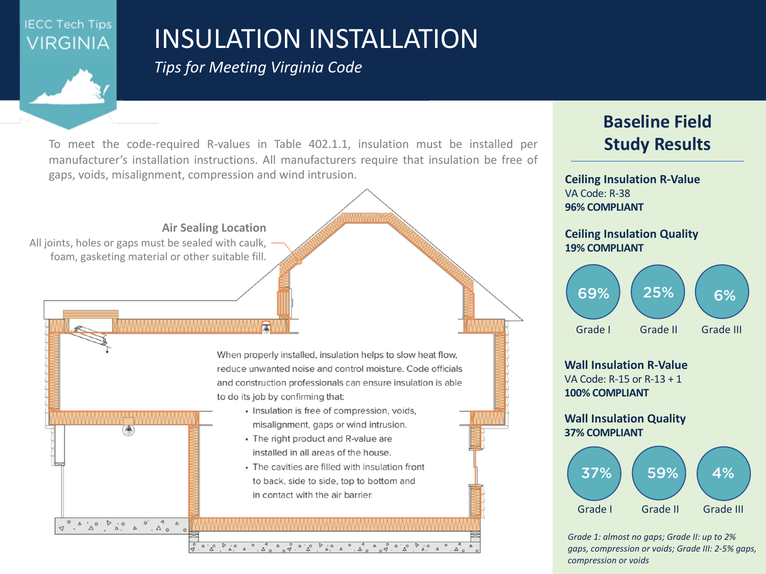IECC Tech Tips VIRGINIA

# INSULATION INSTALLATION

*Tips for Meeting Virginia Code*

To meet the code-required R-values in Table 402.1.1, insulation must be installed per manufacturer's installation instructions. All manufacturers require that insulation be free of gaps, voids, misalignment, compression and wind intrusion.

**Air Sealing Location**

All joints, holes or gaps must be sealed with caulk, foam, gasketing material or other suitable fill.

When properly installed, insulation helps to slow heat flow, reduce unwanted noise and control moisture. Code officials and construction professionals can ensure insulation is able to do its job by confirming that:

- Insulation is free of compression, voids, misalignment, gaps or wind intrusion.
- The right product and R-value are installed in all areas of the house.
- The cavities are filled with insulation front to back, side to side, top to bottom and in contact with the air barrier.

## Baseline Field Study Results

**Ceiling Insulation R-Value**
VA Code: R-38
**96% COMPLIANT**

**Ceiling Insulation Quality**
**19% COMPLIANT**

| Grade I | Grade II | Grade III |
|---|---|---|
| 69% | 25% | 6% |

**Wall Insulation R-Value**
VA Code: R-15 or R-13 + 1
**100% COMPLIANT**

**Wall Insulation Quality**
**37% COMPLIANT**

| Grade I | Grade II | Grade III |
|---|---|---|
| 37% | 59% | 4% |

*Grade 1: almost no gaps; Grade II: up to 2% gaps, compression or voids; Grade III: 2-5% gaps, compression or voids*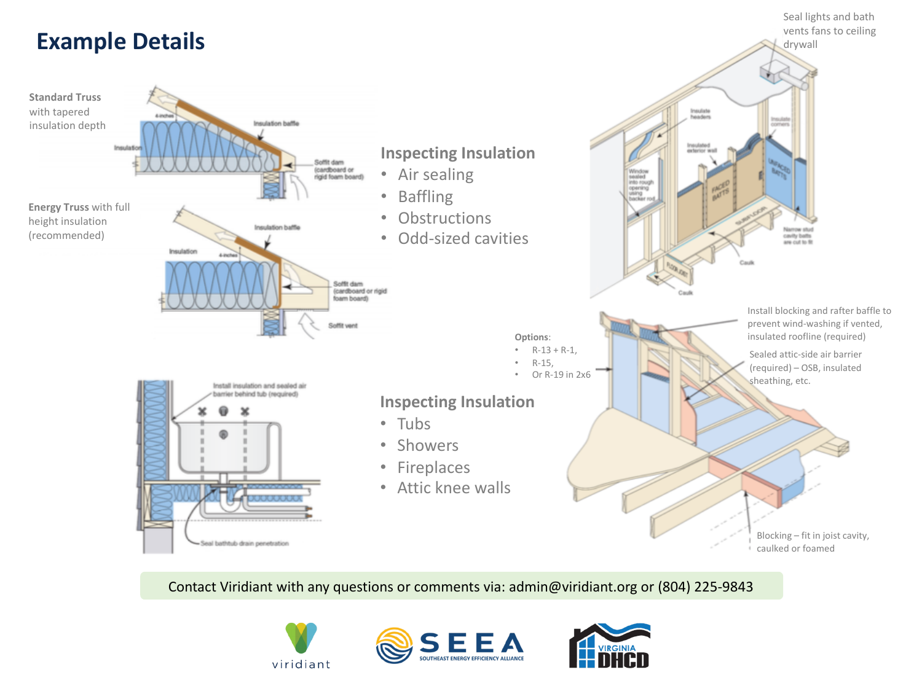# Example Details

Standard Truss with tapered insulation depth

Energy Truss with full height insulation (recommended)

## Inspecting Insulation

- Air sealing
- Baffling
- Obstructions
- Odd-sized cavities

Seal lights and bath vents fans to ceiling drywall

Options:

- R-13 + R-1,
- R-15,
- Or R-19 in 2x6

## Inspecting Insulation

- Tubs
- Showers
- Fireplaces
- Attic knee walls

Install blocking and rafter baffle to prevent wind-washing if vented, insulated roofline (required)

Sealed attic-side air barrier (required) – OSB, insulated sheathing, etc.

Blocking – fit in joist cavity, caulked or foamed

Contact Viridiant with any questions or comments via: admin@viridiant.org or (804) 225-9843